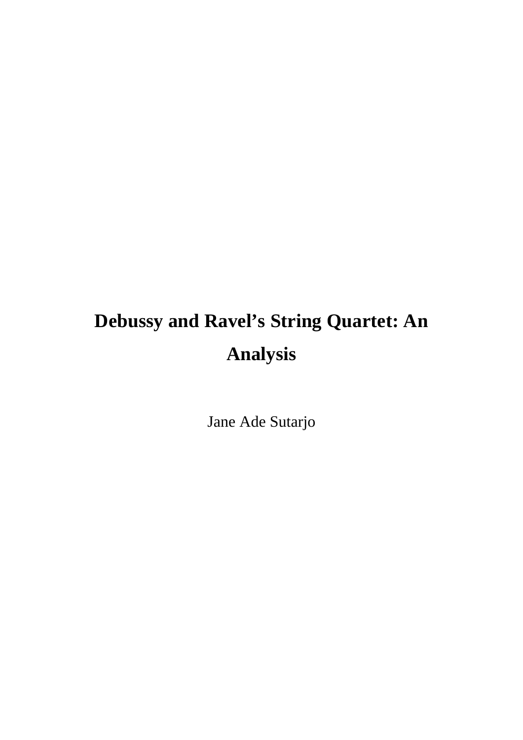# Debussy and Ravel’s String Quartet: An Analysis

Jane Ade Sutarjo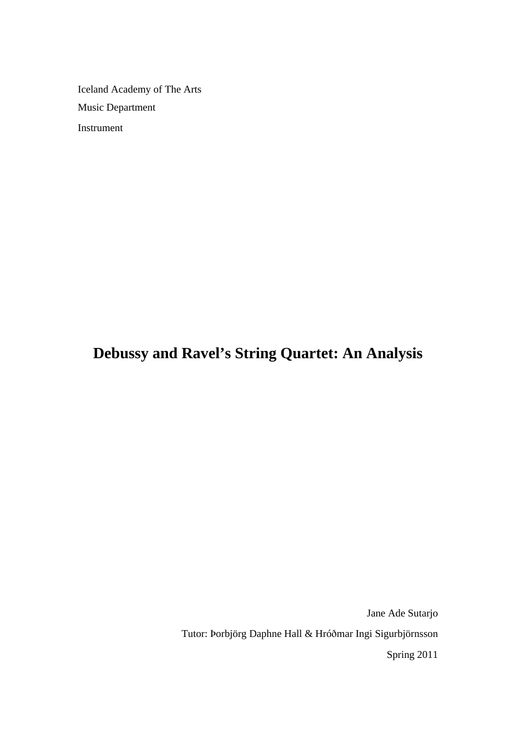Iceland Academy of The Arts

Music Department

Instrument

# Debussy and Ravel's String Quartet: An Analysis

Jane Ade Sutarjo

Tutor: Þorbjörg Daphne Hall & Hróðmar Ingi Sigurbjörnsson

Spring 2011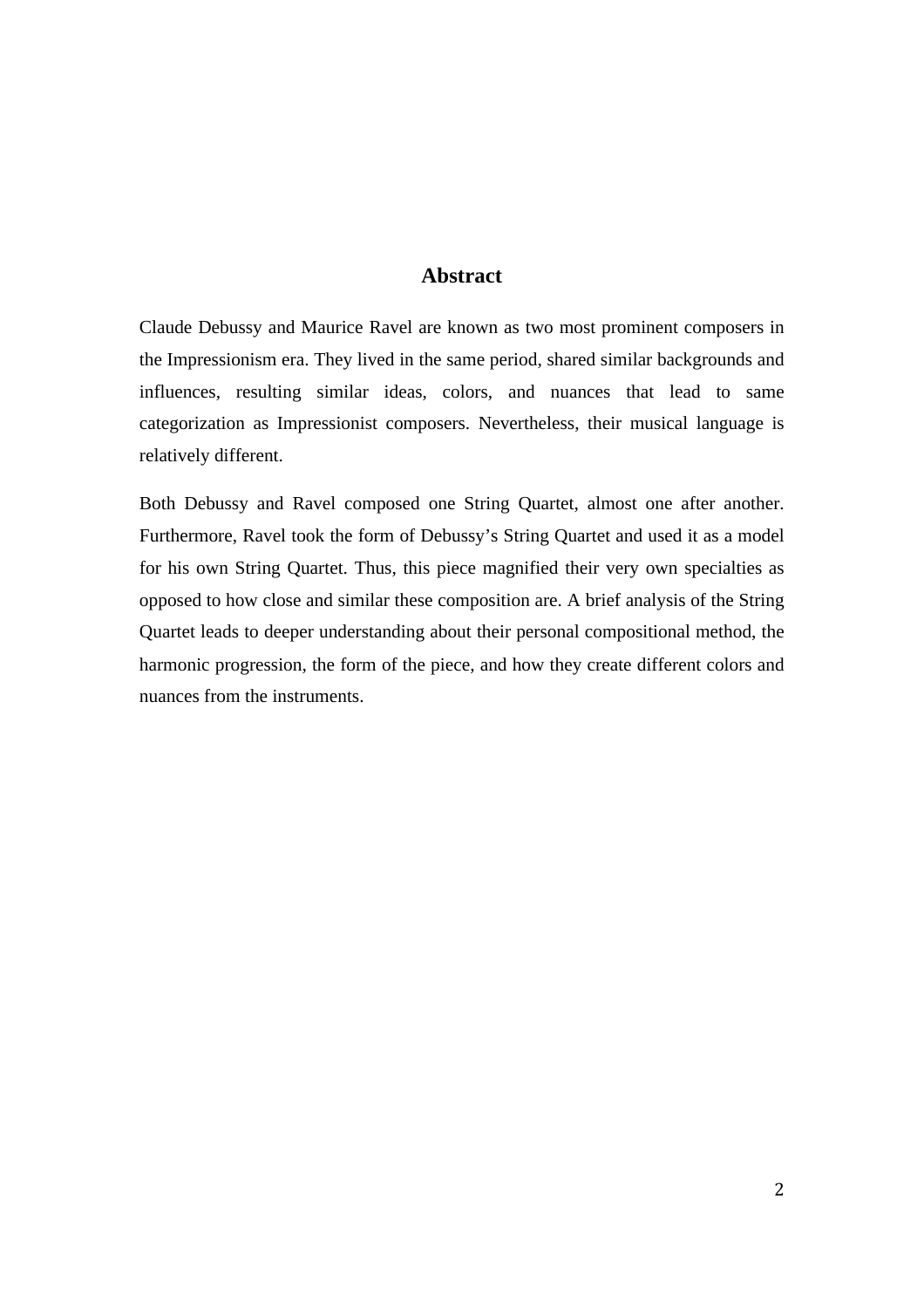# Abstract

Claude Debussy and Maurice Ravel are known as two most prominent composers in the Impressionism era. They lived in the same period, shared similar backgrounds and influences, resulting similar ideas, colors, and nuances that lead to same categorization as Impressionist composers. Nevertheless, their musical language is relatively different.

Both Debussy and Ravel composed one String Quartet, almost one after another. Furthermore, Ravel took the form of Debussy's String Quartet and used it as a model for his own String Quartet. Thus, this piece magnified their very own specialties as opposed to how close and similar these composition are. A brief analysis of the String Quartet leads to deeper understanding about their personal compositional method, the harmonic progression, the form of the piece, and how they create different colors and nuances from the instruments.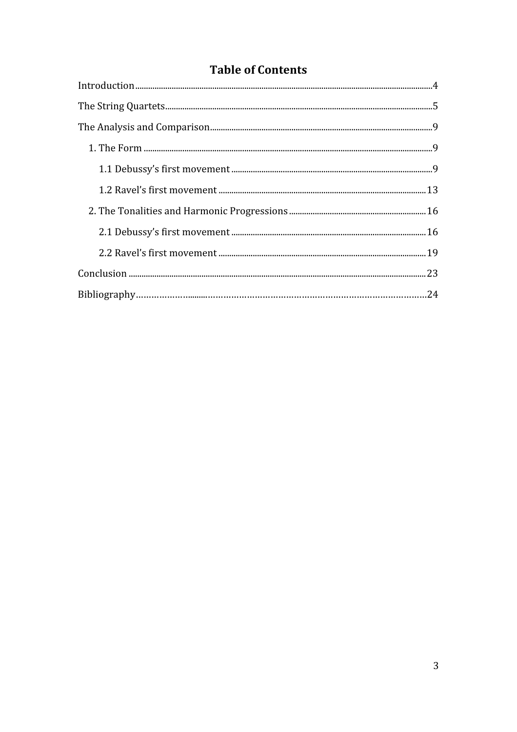# Table of Contents

Introduction....................................................................................................................................4

The String Quartets.........................................................................................................................5

The Analysis and Comparison......................................................................................................9

1. The Form ....................................................................................................................................9

1.1 Debussy's first movement .......................................................................................9

1.2 Ravel's first movement ..........................................................................................13

2. The Tonalities and Harmonic Progressions ..................................................16

2.1 Debussy's first movement .....................................................................................16

2.2 Ravel's first movement ..........................................................................................19

Conclusion ...................................................................................................................................23

Bibliography..................................................................................................................................24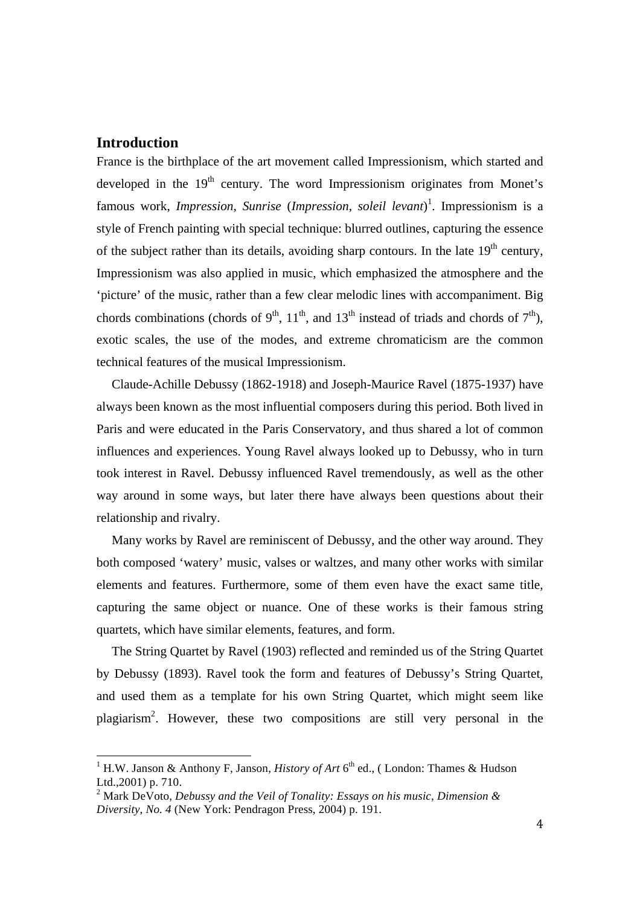## Introduction

France is the birthplace of the art movement called Impressionism, which started and developed in the $19^{th}$ century. The word Impressionism originates from Monet's famous work, *Impression, Sunrise* (*Impression, soleil levant*)[1]. Impressionism is a style of French painting with special technique: blurred outlines, capturing the essence of the subject rather than its details, avoiding sharp contours. In the late $19^{th}$ century, Impressionism was also applied in music, which emphasized the atmosphere and the 'picture' of the music, rather than a few clear melodic lines with accompaniment. Big chords combinations (chords of $9^{th}$, $11^{th}$, and $13^{th}$ instead of triads and chords of $7^{th}$), exotic scales, the use of the modes, and extreme chromaticism are the common technical features of the musical Impressionism.

Claude-Achille Debussy (1862-1918) and Joseph-Maurice Ravel (1875-1937) have always been known as the most influential composers during this period. Both lived in Paris and were educated in the Paris Conservatory, and thus shared a lot of common influences and experiences. Young Ravel always looked up to Debussy, who in turn took interest in Ravel. Debussy influenced Ravel tremendously, as well as the other way around in some ways, but later there have always been questions about their relationship and rivalry.

Many works by Ravel are reminiscent of Debussy, and the other way around. They both composed 'watery' music, valses or waltzes, and many other works with similar elements and features. Furthermore, some of them even have the exact same title, capturing the same object or nuance. One of these works is their famous string quartets, which have similar elements, features, and form.

The String Quartet by Ravel (1903) reflected and reminded us of the String Quartet by Debussy (1893). Ravel took the form and features of Debussy's String Quartet, and used them as a template for his own String Quartet, which might seem like plagiarism[2]. However, these two compositions are still very personal in the

---

[1] H.W. Janson & Anthony F, Janson, *History of Art* $6^{th}$ ed., ( London: Thames & Hudson Ltd.,2001) p. 710.

[2] Mark DeVoto, *Debussy and the Veil of Tonality: Essays on his music, Dimension & Diversity, No. 4* (New York: Pendragon Press, 2004) p. 191.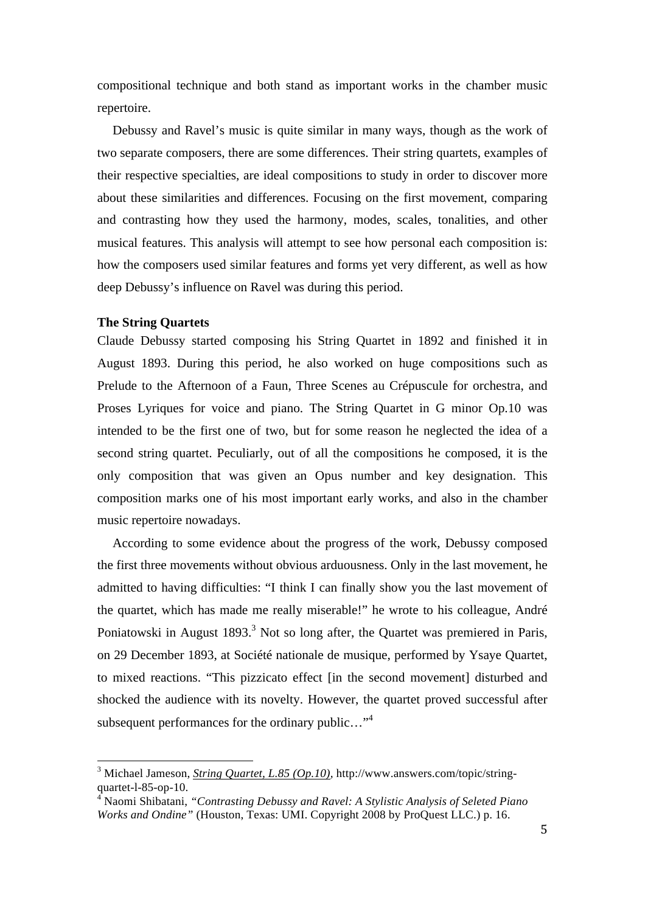compositional technique and both stand as important works in the chamber music repertoire.

Debussy and Ravel's music is quite similar in many ways, though as the work of two separate composers, there are some differences. Their string quartets, examples of their respective specialties, are ideal compositions to study in order to discover more about these similarities and differences. Focusing on the first movement, comparing and contrasting how they used the harmony, modes, scales, tonalities, and other musical features. This analysis will attempt to see how personal each composition is: how the composers used similar features and forms yet very different, as well as how deep Debussy's influence on Ravel was during this period.

**The String Quartets**

Claude Debussy started composing his String Quartet in 1892 and finished it in August 1893. During this period, he also worked on huge compositions such as Prelude to the Afternoon of a Faun, Three Scenes au Crépuscule for orchestra, and Proses Lyriques for voice and piano. The String Quartet in G minor Op.10 was intended to be the first one of two, but for some reason he neglected the idea of a second string quartet. Peculiarly, out of all the compositions he composed, it is the only composition that was given an Opus number and key designation. This composition marks one of his most important early works, and also in the chamber music repertoire nowadays.

According to some evidence about the progress of the work, Debussy composed the first three movements without obvious arduousness. Only in the last movement, he admitted to having difficulties: "I think I can finally show you the last movement of the quartet, which has made me really miserable!" he wrote to his colleague, André Poniatowski in August 1893.[3] Not so long after, the Quartet was premiered in Paris, on 29 December 1893, at Société nationale de musique, performed by Ysaye Quartet, to mixed reactions. "This pizzicato effect [in the second movement] disturbed and shocked the audience with its novelty. However, the quartet proved successful after subsequent performances for the ordinary public…"[4]

---

[3] Michael Jameson, *String Quartet, L.85 (Op.10)*, http://www.answers.com/topic/string-quartet-l-85-op-10.

[4] Naomi Shibatani, *"Contrasting Debussy and Ravel: A Stylistic Analysis of Seleted Piano Works and Ondine"* (Houston, Texas: UMI. Copyright 2008 by ProQuest LLC.) p. 16.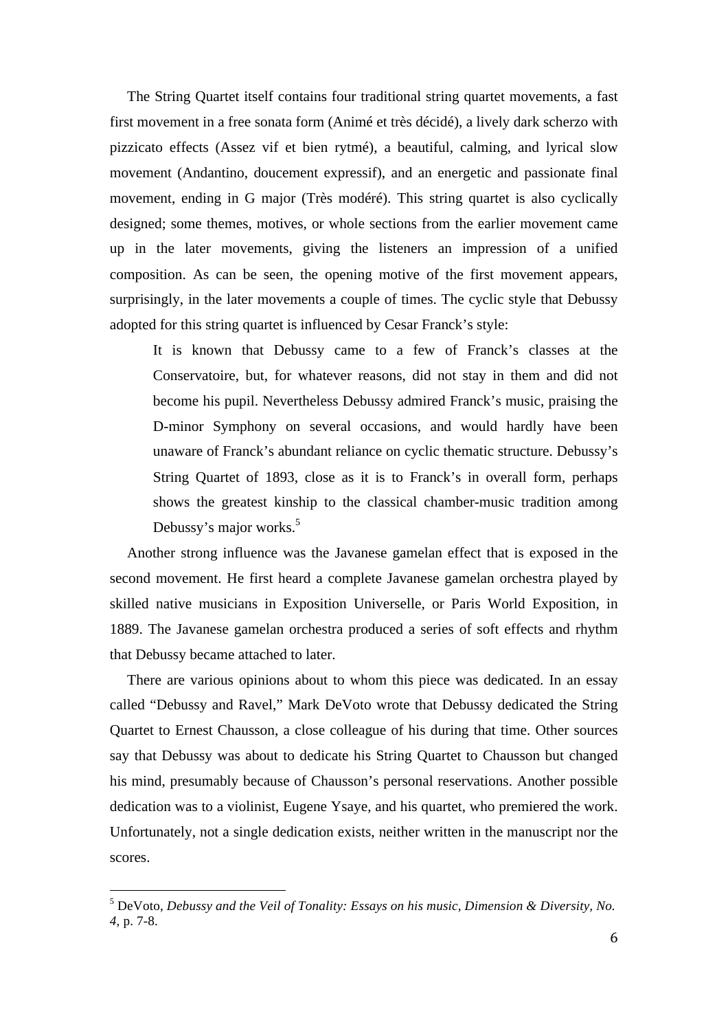The String Quartet itself contains four traditional string quartet movements, a fast first movement in a free sonata form (Animé et très décidé), a lively dark scherzo with pizzicato effects (Assez vif et bien rytmé), a beautiful, calming, and lyrical slow movement (Andantino, doucement expressif), and an energetic and passionate final movement, ending in G major (Très modéré). This string quartet is also cyclically designed; some themes, motives, or whole sections from the earlier movement came up in the later movements, giving the listeners an impression of a unified composition. As can be seen, the opening motive of the first movement appears, surprisingly, in the later movements a couple of times. The cyclic style that Debussy adopted for this string quartet is influenced by Cesar Franck's style:

> It is known that Debussy came to a few of Franck's classes at the Conservatoire, but, for whatever reasons, did not stay in them and did not become his pupil. Nevertheless Debussy admired Franck's music, praising the D-minor Symphony on several occasions, and would hardly have been unaware of Franck's abundant reliance on cyclic thematic structure. Debussy's String Quartet of 1893, close as it is to Franck's in overall form, perhaps shows the greatest kinship to the classical chamber-music tradition among Debussy's major works.[5]

Another strong influence was the Javanese gamelan effect that is exposed in the second movement. He first heard a complete Javanese gamelan orchestra played by skilled native musicians in Exposition Universelle, or Paris World Exposition, in 1889. The Javanese gamelan orchestra produced a series of soft effects and rhythm that Debussy became attached to later.

There are various opinions about to whom this piece was dedicated. In an essay called "Debussy and Ravel," Mark DeVoto wrote that Debussy dedicated the String Quartet to Ernest Chausson, a close colleague of his during that time. Other sources say that Debussy was about to dedicate his String Quartet to Chausson but changed his mind, presumably because of Chausson's personal reservations. Another possible dedication was to a violinist, Eugene Ysaye, and his quartet, who premiered the work. Unfortunately, not a single dedication exists, neither written in the manuscript nor the scores.

---

[5] DeVoto, *Debussy and the Veil of Tonality: Essays on his music, Dimension & Diversity, No. 4*, p. 7-8.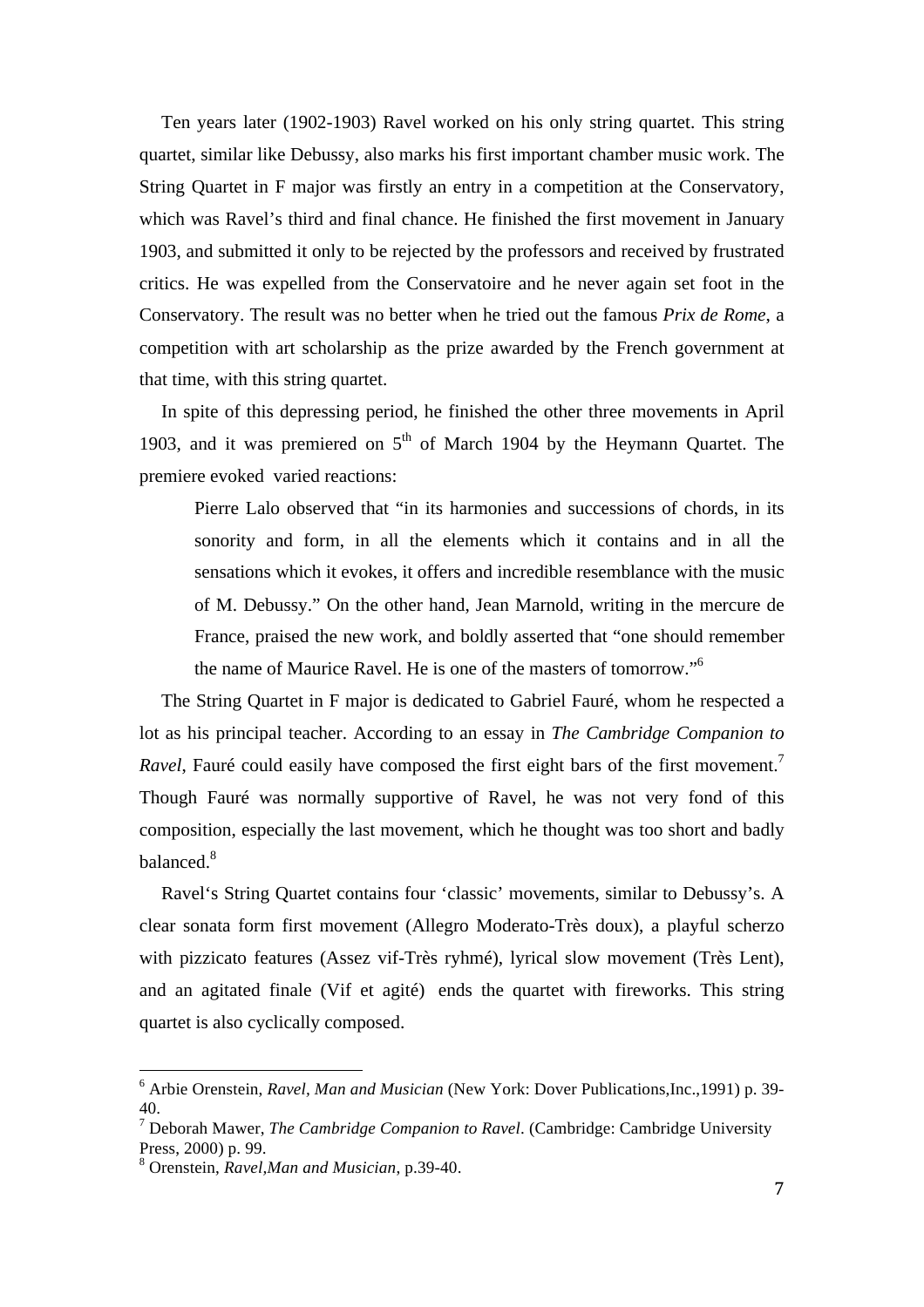Ten years later (1902-1903) Ravel worked on his only string quartet. This string quartet, similar like Debussy, also marks his first important chamber music work. The String Quartet in F major was firstly an entry in a competition at the Conservatory, which was Ravel's third and final chance. He finished the first movement in January 1903, and submitted it only to be rejected by the professors and received by frustrated critics. He was expelled from the Conservatoire and he never again set foot in the Conservatory. The result was no better when he tried out the famous *Prix de Rome*, a competition with art scholarship as the prize awarded by the French government at that time, with this string quartet.

In spite of this depressing period, he finished the other three movements in April 1903, and it was premiered on 5th of March 1904 by the Heymann Quartet. The premiere evoked varied reactions:

> Pierre Lalo observed that "in its harmonies and successions of chords, in its sonority and form, in all the elements which it contains and in all the sensations which it evokes, it offers and incredible resemblance with the music of M. Debussy." On the other hand, Jean Marnold, writing in the mercure de France, praised the new work, and boldly asserted that "one should remember the name of Maurice Ravel. He is one of the masters of tomorrow."[6]

The String Quartet in F major is dedicated to Gabriel Fauré, whom he respected a lot as his principal teacher. According to an essay in *The Cambridge Companion to Ravel*, Fauré could easily have composed the first eight bars of the first movement.[7] Though Fauré was normally supportive of Ravel, he was not very fond of this composition, especially the last movement, which he thought was too short and badly balanced.[8]

Ravel's String Quartet contains four 'classic' movements, similar to Debussy's. A clear sonata form first movement (Allegro Moderato-Très doux), a playful scherzo with pizzicato features (Assez vif-Très ryhmé), lyrical slow movement (Très Lent), and an agitated finale (Vif et agité) ends the quartet with fireworks. This string quartet is also cyclically composed.

---

[6] Arbie Orenstein, *Ravel, Man and Musician* (New York: Dover Publications,Inc.,1991) p. 39-40.

[7] Deborah Mawer, *The Cambridge Companion to Ravel*. (Cambridge: Cambridge University Press, 2000) p. 99.

[8] Orenstein, *Ravel,Man and Musician*, p.39-40.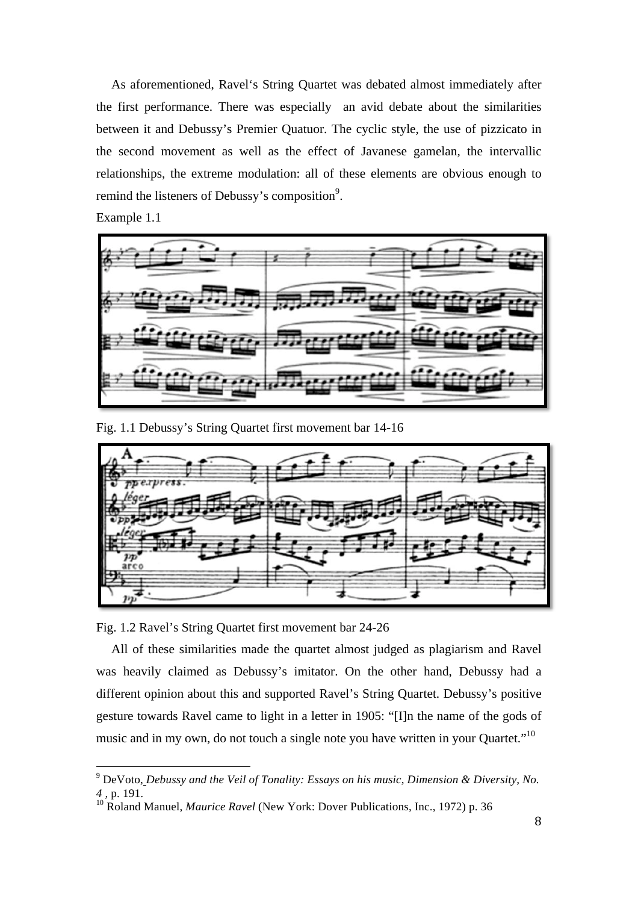As aforementioned, Ravel's String Quartet was debated almost immediately after the first performance. There was especially an avid debate about the similarities between it and Debussy's Premier Quatuor. The cyclic style, the use of pizzicato in the second movement as well as the effect of Javanese gamelan, the intervallic relationships, the extreme modulation: all of these elements are obvious enough to remind the listeners of Debussy's composition[9].

Example 1.1

Fig. 1.1 Debussy's String Quartet first movement bar 14-16

Fig. 1.2 Ravel's String Quartet first movement bar 24-26

All of these similarities made the quartet almost judged as plagiarism and Ravel was heavily claimed as Debussy's imitator. On the other hand, Debussy had a different opinion about this and supported Ravel's String Quartet. Debussy's positive gesture towards Ravel came to light in a letter in 1905: "[I]n the name of the gods of music and in my own, do not touch a single note you have written in your Quartet."[10]

---

[9] DeVoto, *Debussy and the Veil of Tonality: Essays on his music, Dimension & Diversity, No. 4* , p. 191.

[10] Roland Manuel, *Maurice Ravel* (New York: Dover Publications, Inc., 1972) p. 36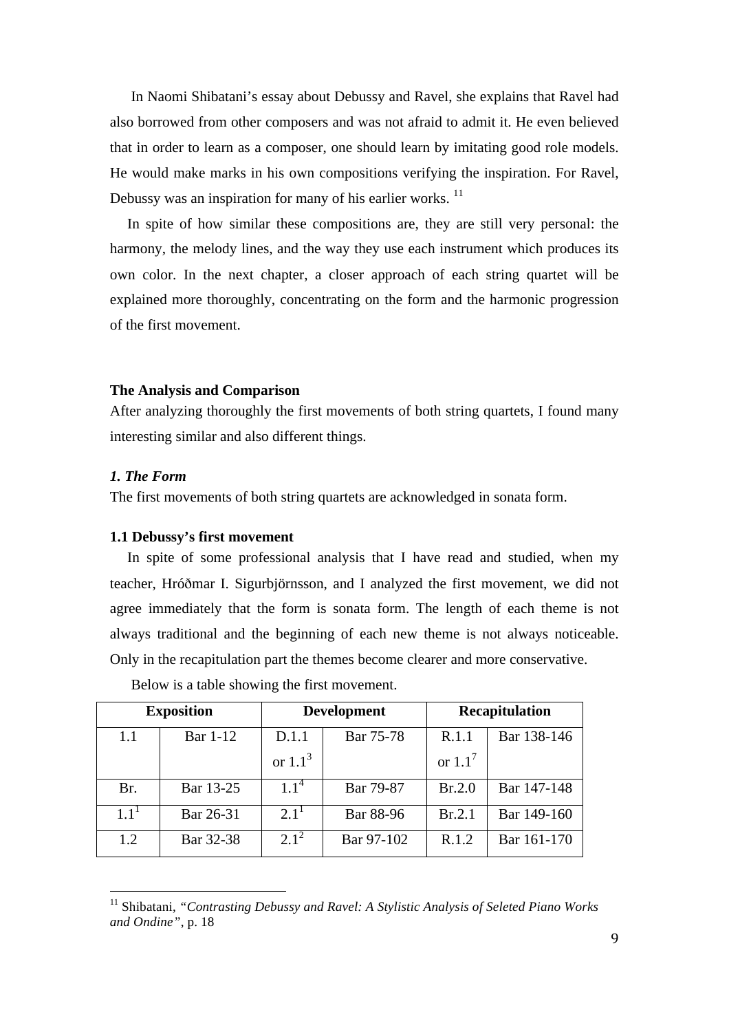In Naomi Shibatani's essay about Debussy and Ravel, she explains that Ravel had also borrowed from other composers and was not afraid to admit it. He even believed that in order to learn as a composer, one should learn by imitating good role models. He would make marks in his own compositions verifying the inspiration. For Ravel, Debussy was an inspiration for many of his earlier works. [11]

In spite of how similar these compositions are, they are still very personal: the harmony, the melody lines, and the way they use each instrument which produces its own color. In the next chapter, a closer approach of each string quartet will be explained more thoroughly, concentrating on the form and the harmonic progression of the first movement.

## The Analysis and Comparison

After analyzing thoroughly the first movements of both string quartets, I found many interesting similar and also different things.

### *1. The Form*

The first movements of both string quartets are acknowledged in sonata form.

### 1.1 Debussy's first movement

In spite of some professional analysis that I have read and studied, when my teacher, Hróðmar I. Sigurbjörnsson, and I analyzed the first movement, we did not agree immediately that the form is sonata form. The length of each theme is not always traditional and the beginning of each new theme is not always noticeable. Only in the recapitulation part the themes become clearer and more conservative.

Below is a table showing the first movement.

| **Exposition** | | **Development** | | **Recapitulation** | |
|---|---|---|---|---|---|
| 1.1 | Bar 1-12 | D.1.1 or $1.1^3$ | Bar 75-78 | R.1.1 or $1.1^7$ | Bar 138-146 |
| Br. | Bar 13-25 | $1.1^4$ | Bar 79-87 | Br.2.0 | Bar 147-148 |
| $1.1^1$ | Bar 26-31 | $2.1^1$ | Bar 88-96 | Br.2.1 | Bar 149-160 |
| 1.2 | Bar 32-38 | $2.1^2$ | Bar 97-102 | R.1.2 | Bar 161-170 |

[11] Shibatani, *"Contrasting Debussy and Ravel: A Stylistic Analysis of Seleted Piano Works and Ondine"*, p. 18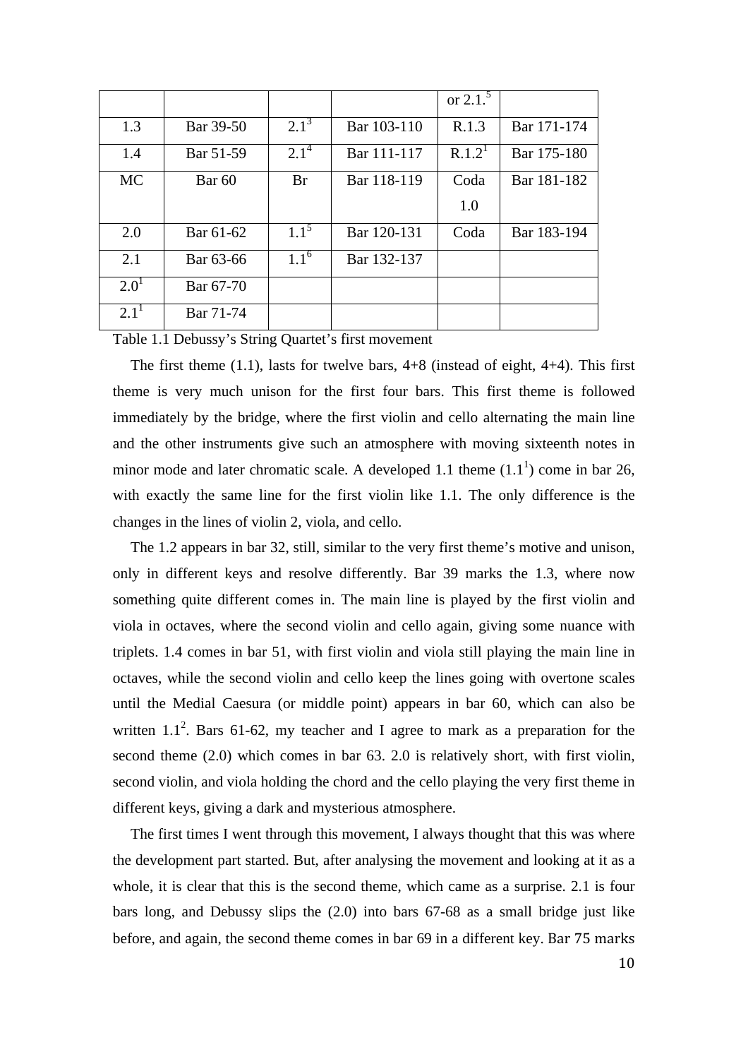| | | | | or $2.1.^5$ | |
|---|---|---|---|---|---|
| 1.3 | Bar 39-50 | $2.1^3$ | Bar 103-110 | R.1.3 | Bar 171-174 |
| 1.4 | Bar 51-59 | $2.1^4$ | Bar 111-117 | $R.1.2^1$ | Bar 175-180 |
| MC | Bar 60 | Br | Bar 118-119 | Coda 1.0 | Bar 181-182 |
| 2.0 | Bar 61-62 | $1.1^5$ | Bar 120-131 | Coda | Bar 183-194 |
| 2.1 | Bar 63-66 | $1.1^6$ | Bar 132-137 | | |
| $2.0^1$ | Bar 67-70 | | | | |
| $2.1^1$ | Bar 71-74 | | | | |

Table 1.1 Debussy's String Quartet's first movement

The first theme (1.1), lasts for twelve bars, 4+8 (instead of eight, 4+4). This first theme is very much unison for the first four bars. This first theme is followed immediately by the bridge, where the first violin and cello alternating the main line and the other instruments give such an atmosphere with moving sixteenth notes in minor mode and later chromatic scale. A developed 1.1 theme ($1.1^1$) come in bar 26, with exactly the same line for the first violin like 1.1. The only difference is the changes in the lines of violin 2, viola, and cello.

The 1.2 appears in bar 32, still, similar to the very first theme's motive and unison, only in different keys and resolve differently. Bar 39 marks the 1.3, where now something quite different comes in. The main line is played by the first violin and viola in octaves, where the second violin and cello again, giving some nuance with triplets. 1.4 comes in bar 51, with first violin and viola still playing the main line in octaves, while the second violin and cello keep the lines going with overtone scales until the Medial Caesura (or middle point) appears in bar 60, which can also be written $1.1^2$. Bars 61-62, my teacher and I agree to mark as a preparation for the second theme (2.0) which comes in bar 63. 2.0 is relatively short, with first violin, second violin, and viola holding the chord and the cello playing the very first theme in different keys, giving a dark and mysterious atmosphere.

The first times I went through this movement, I always thought that this was where the development part started. But, after analysing the movement and looking at it as a whole, it is clear that this is the second theme, which came as a surprise. 2.1 is four bars long, and Debussy slips the (2.0) into bars 67-68 as a small bridge just like before, and again, the second theme comes in bar 69 in a different key. Bar 75 marks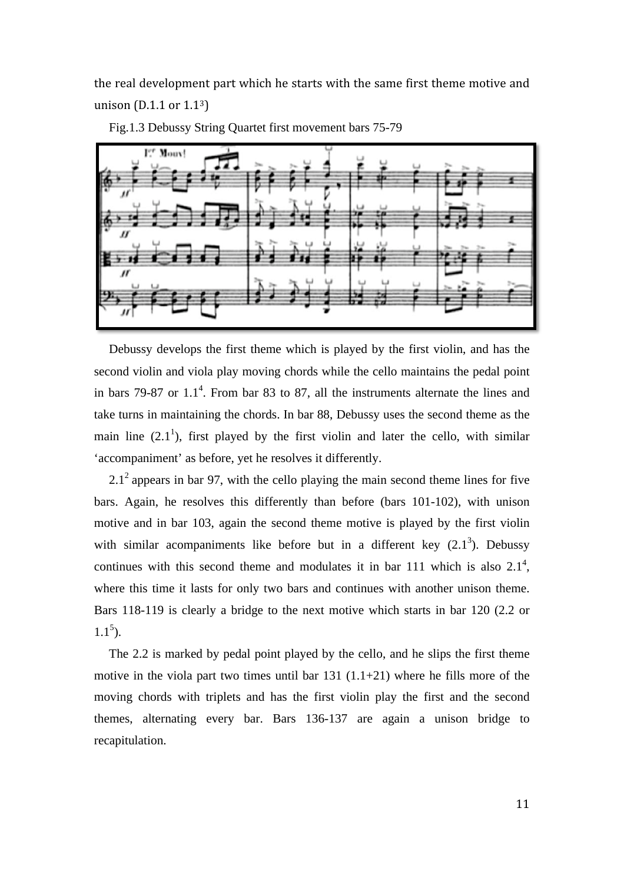the real development part which he starts with the same first theme motive and unison (D.1.1 or 1.1[3])

Fig.1.3 Debussy String Quartet first movement bars 75-79

Debussy develops the first theme which is played by the first violin, and has the second violin and viola play moving chords while the cello maintains the pedal point in bars 79-87 or 1.1[4]. From bar 83 to 87, all the instruments alternate the lines and take turns in maintaining the chords. In bar 88, Debussy uses the second theme as the main line (2.1[1]), first played by the first violin and later the cello, with similar 'accompaniment' as before, yet he resolves it differently.

2.1[2] appears in bar 97, with the cello playing the main second theme lines for five bars. Again, he resolves this differently than before (bars 101-102), with unison motive and in bar 103, again the second theme motive is played by the first violin with similar acompaniments like before but in a different key (2.1[3]). Debussy continues with this second theme and modulates it in bar 111 which is also 2.1[4], where this time it lasts for only two bars and continues with another unison theme. Bars 118-119 is clearly a bridge to the next motive which starts in bar 120 (2.2 or 1.1[5]).

The 2.2 is marked by pedal point played by the cello, and he slips the first theme motive in the viola part two times until bar 131 (1.1+21) where he fills more of the moving chords with triplets and has the first violin play the first and the second themes, alternating every bar. Bars 136-137 are again a unison bridge to recapitulation.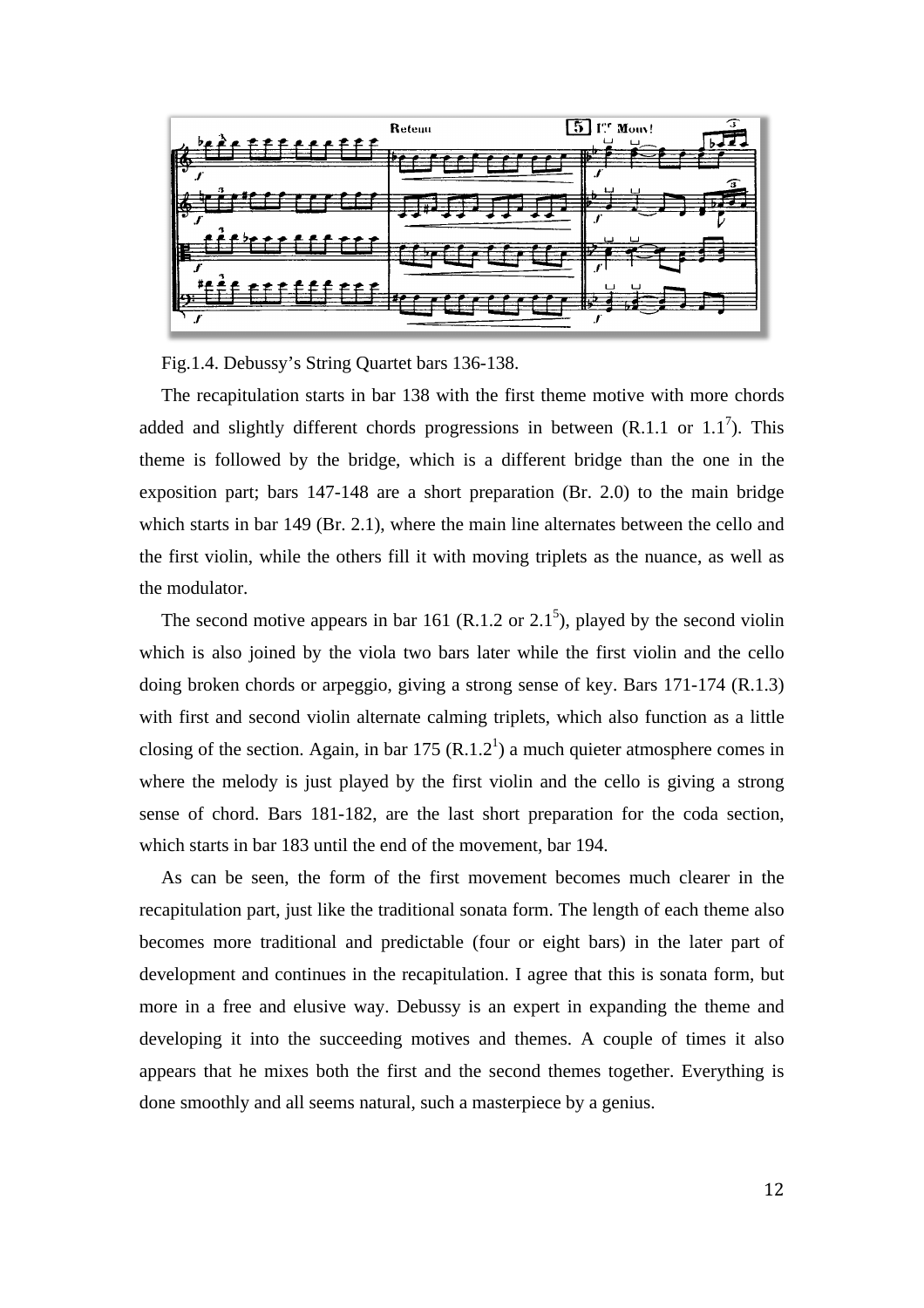Fig.1.4. Debussy's String Quartet bars 136-138.

The recapitulation starts in bar 138 with the first theme motive with more chords added and slightly different chords progressions in between (R.1.1 or 1.1[7]). This theme is followed by the bridge, which is a different bridge than the one in the exposition part; bars 147-148 are a short preparation (Br. 2.0) to the main bridge which starts in bar 149 (Br. 2.1), where the main line alternates between the cello and the first violin, while the others fill it with moving triplets as the nuance, as well as the modulator.

The second motive appears in bar 161 (R.1.2 or 2.1[5]), played by the second violin which is also joined by the viola two bars later while the first violin and the cello doing broken chords or arpeggio, giving a strong sense of key. Bars 171-174 (R.1.3) with first and second violin alternate calming triplets, which also function as a little closing of the section. Again, in bar 175 (R.1.2[1]) a much quieter atmosphere comes in where the melody is just played by the first violin and the cello is giving a strong sense of chord. Bars 181-182, are the last short preparation for the coda section, which starts in bar 183 until the end of the movement, bar 194.

As can be seen, the form of the first movement becomes much clearer in the recapitulation part, just like the traditional sonata form. The length of each theme also becomes more traditional and predictable (four or eight bars) in the later part of development and continues in the recapitulation. I agree that this is sonata form, but more in a free and elusive way. Debussy is an expert in expanding the theme and developing it into the succeeding motives and themes. A couple of times it also appears that he mixes both the first and the second themes together. Everything is done smoothly and all seems natural, such a masterpiece by a genius.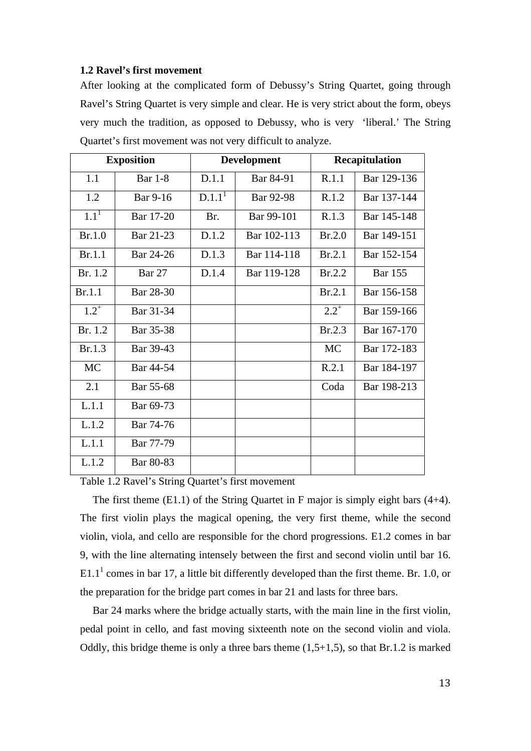### 1.2 Ravel's first movement

After looking at the complicated form of Debussy's String Quartet, going through Ravel's String Quartet is very simple and clear. He is very strict about the form, obeys very much the tradition, as opposed to Debussy, who is very 'liberal.' The String Quartet's first movement was not very difficult to analyze.

| Exposition | | Development | | Recapitulation | |
|---|---|---|---|---|---|
| 1.1 | Bar 1-8 | D.1.1 | Bar 84-91 | R.1.1 | Bar 129-136 |
| 1.2 | Bar 9-16 | $D.1.1^1$ | Bar 92-98 | R.1.2 | Bar 137-144 |
| $1.1^1$ | Bar 17-20 | Br. | Bar 99-101 | R.1.3 | Bar 145-148 |
| Br.1.0 | Bar 21-23 | D.1.2 | Bar 102-113 | Br.2.0 | Bar 149-151 |
| Br.1.1 | Bar 24-26 | D.1.3 | Bar 114-118 | Br.2.1 | Bar 152-154 |
| Br. 1.2 | Bar 27 | D.1.4 | Bar 119-128 | Br.2.2 | Bar 155 |
| Br.1.1 | Bar 28-30 | | | Br.2.1 | Bar 156-158 |
| $1.2^+$ | Bar 31-34 | | | $2.2^+$ | Bar 159-166 |
| Br. 1.2 | Bar 35-38 | | | Br.2.3 | Bar 167-170 |
| Br.1.3 | Bar 39-43 | | | MC | Bar 172-183 |
| MC | Bar 44-54 | | | R.2.1 | Bar 184-197 |
| 2.1 | Bar 55-68 | | | Coda | Bar 198-213 |
| L.1.1 | Bar 69-73 | | | | |
| L.1.2 | Bar 74-76 | | | | |
| L.1.1 | Bar 77-79 | | | | |
| L.1.2 | Bar 80-83 | | | | |

Table 1.2 Ravel's String Quartet's first movement

The first theme (E1.1) of the String Quartet in F major is simply eight bars (4+4). The first violin plays the magical opening, the very first theme, while the second violin, viola, and cello are responsible for the chord progressions. E1.2 comes in bar 9, with the line alternating intensely between the first and second violin until bar 16. $E1.1^1$ comes in bar 17, a little bit differently developed than the first theme. Br. 1.0, or the preparation for the bridge part comes in bar 21 and lasts for three bars.

Bar 24 marks where the bridge actually starts, with the main line in the first violin, pedal point in cello, and fast moving sixteenth note on the second violin and viola. Oddly, this bridge theme is only a three bars theme (1,5+1,5), so that Br.1.2 is marked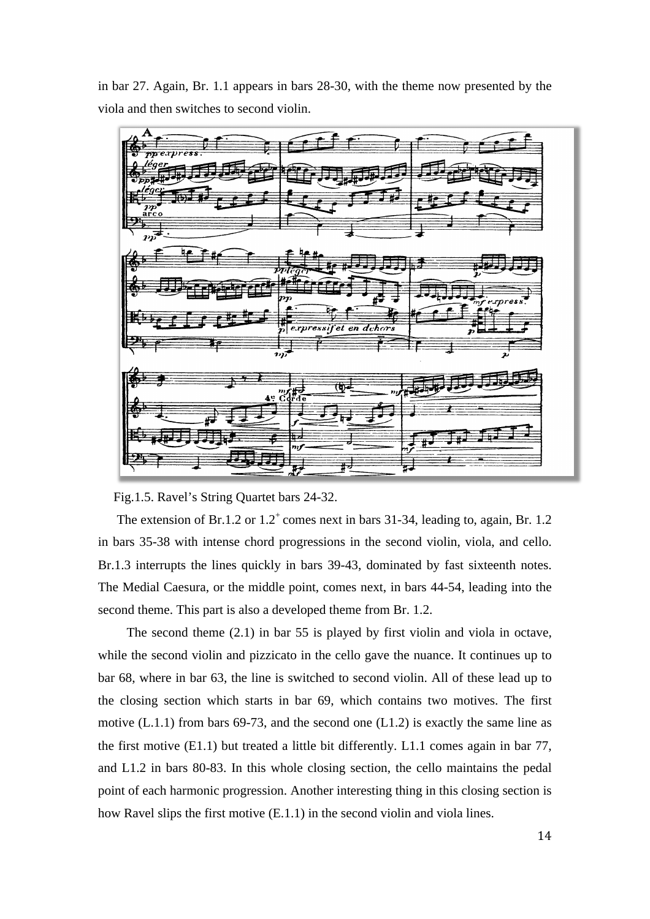in bar 27. Again, Br. 1.1 appears in bars 28-30, with the theme now presented by the viola and then switches to second violin.

Fig.1.5. Ravel's String Quartet bars 24-32.

The extension of Br.1.2 or 1.2+ comes next in bars 31-34, leading to, again, Br. 1.2 in bars 35-38 with intense chord progressions in the second violin, viola, and cello. Br.1.3 interrupts the lines quickly in bars 39-43, dominated by fast sixteenth notes. The Medial Caesura, or the middle point, comes next, in bars 44-54, leading into the second theme. This part is also a developed theme from Br. 1.2.

The second theme (2.1) in bar 55 is played by first violin and viola in octave, while the second violin and pizzicato in the cello gave the nuance. It continues up to bar 68, where in bar 63, the line is switched to second violin. All of these lead up to the closing section which starts in bar 69, which contains two motives. The first motive (L.1.1) from bars 69-73, and the second one (L1.2) is exactly the same line as the first motive (E1.1) but treated a little bit differently. L1.1 comes again in bar 77, and L1.2 in bars 80-83. In this whole closing section, the cello maintains the pedal point of each harmonic progression. Another interesting thing in this closing section is how Ravel slips the first motive (E.1.1) in the second violin and viola lines.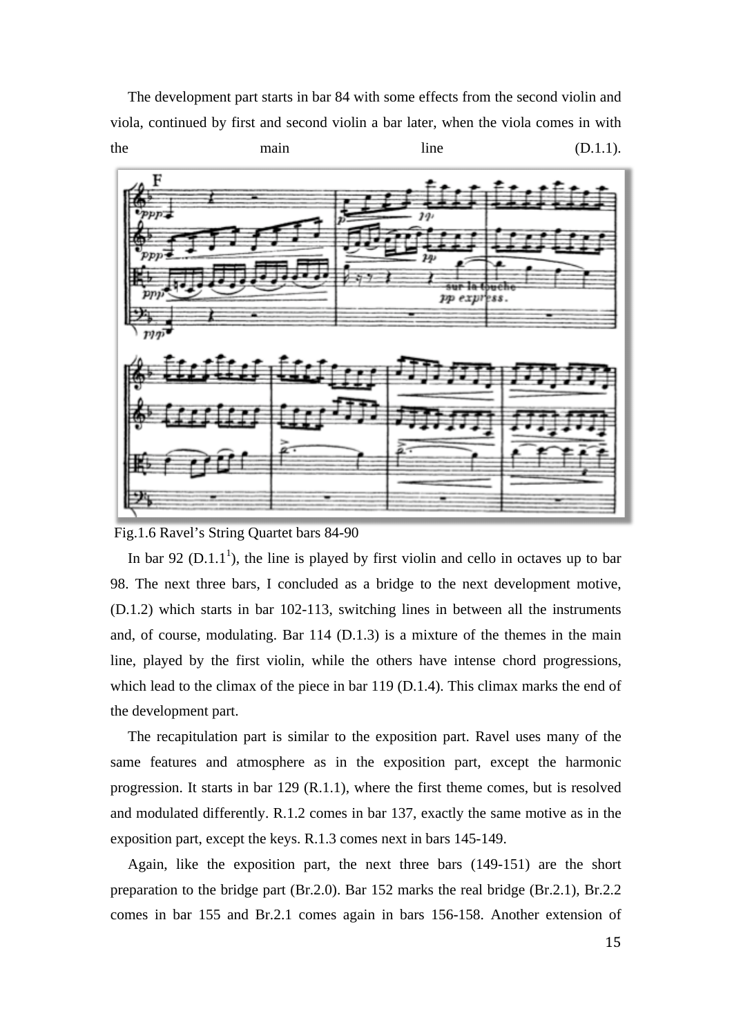The development part starts in bar 84 with some effects from the second violin and viola, continued by first and second violin a bar later, when the viola comes in with the main line (D.1.1).

Fig.1.6 Ravel's String Quartet bars 84-90

In bar 92 (D.1.1[1]), the line is played by first violin and cello in octaves up to bar 98. The next three bars, I concluded as a bridge to the next development motive, (D.1.2) which starts in bar 102-113, switching lines in between all the instruments and, of course, modulating. Bar 114 (D.1.3) is a mixture of the themes in the main line, played by the first violin, while the others have intense chord progressions, which lead to the climax of the piece in bar 119 (D.1.4). This climax marks the end of the development part.

The recapitulation part is similar to the exposition part. Ravel uses many of the same features and atmosphere as in the exposition part, except the harmonic progression. It starts in bar 129 (R.1.1), where the first theme comes, but is resolved and modulated differently. R.1.2 comes in bar 137, exactly the same motive as in the exposition part, except the keys. R.1.3 comes next in bars 145-149.

Again, like the exposition part, the next three bars (149-151) are the short preparation to the bridge part (Br.2.0). Bar 152 marks the real bridge (Br.2.1), Br.2.2 comes in bar 155 and Br.2.1 comes again in bars 156-158. Another extension of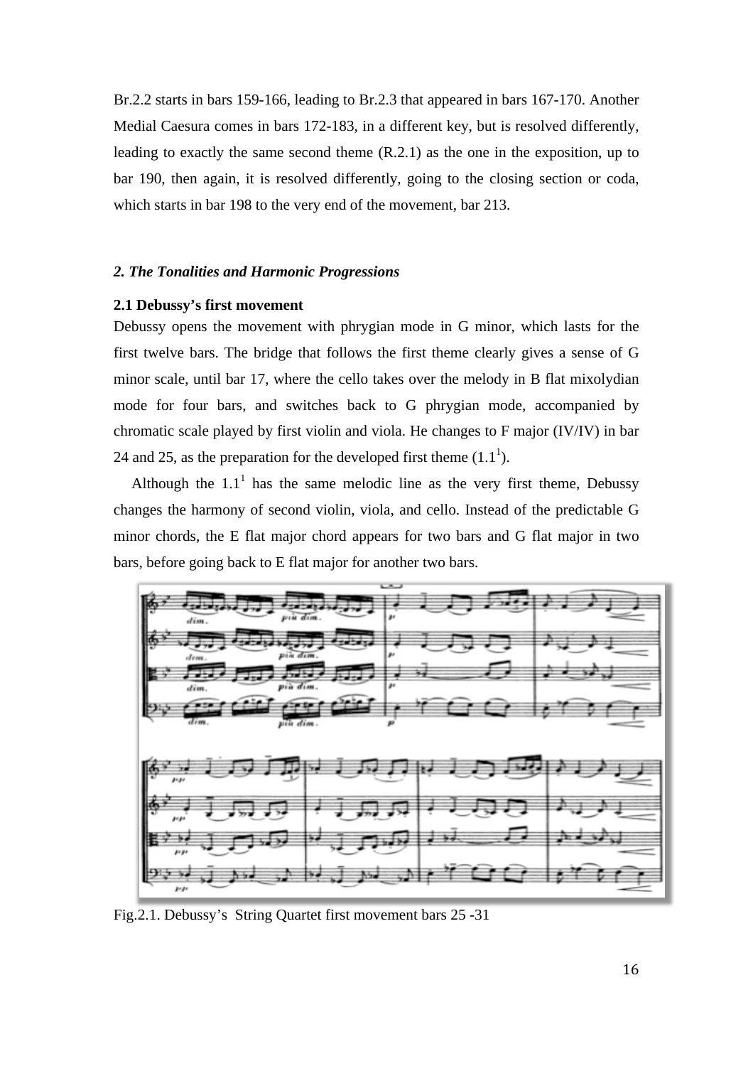Br.2.2 starts in bars 159-166, leading to Br.2.3 that appeared in bars 167-170. Another Medial Caesura comes in bars 172-183, in a different key, but is resolved differently, leading to exactly the same second theme (R.2.1) as the one in the exposition, up to bar 190, then again, it is resolved differently, going to the closing section or coda, which starts in bar 198 to the very end of the movement, bar 213.

## *2. The Tonalities and Harmonic Progressions*

### 2.1 Debussy's first movement

Debussy opens the movement with phrygian mode in G minor, which lasts for the first twelve bars. The bridge that follows the first theme clearly gives a sense of G minor scale, until bar 17, where the cello takes over the melody in B flat mixolydian mode for four bars, and switches back to G phrygian mode, accompanied by chromatic scale played by first violin and viola. He changes to F major (IV/IV) in bar 24 and 25, as the preparation for the developed first theme ($1.1^1$).

Although the $1.1^1$ has the same melodic line as the very first theme, Debussy changes the harmony of second violin, viola, and cello. Instead of the predictable G minor chords, the E flat major chord appears for two bars and G flat major in two bars, before going back to E flat major for another two bars.

Fig.2.1. Debussy's String Quartet first movement bars 25 -31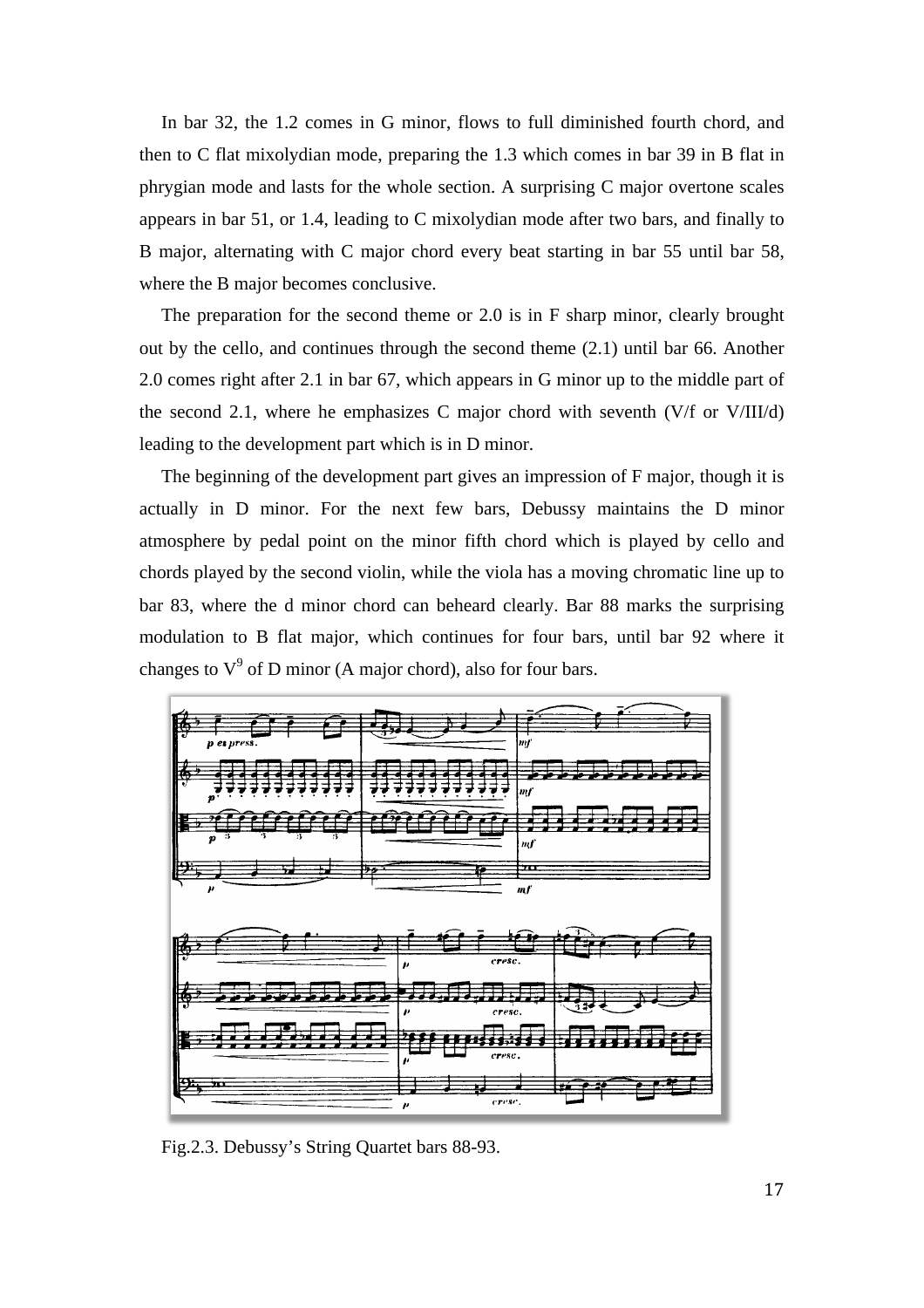In bar 32, the 1.2 comes in G minor, flows to full diminished fourth chord, and then to C flat mixolydian mode, preparing the 1.3 which comes in bar 39 in B flat in phrygian mode and lasts for the whole section. A surprising C major overtone scales appears in bar 51, or 1.4, leading to C mixolydian mode after two bars, and finally to B major, alternating with C major chord every beat starting in bar 55 until bar 58, where the B major becomes conclusive.

The preparation for the second theme or 2.0 is in F sharp minor, clearly brought out by the cello, and continues through the second theme (2.1) until bar 66. Another 2.0 comes right after 2.1 in bar 67, which appears in G minor up to the middle part of the second 2.1, where he emphasizes C major chord with seventh (V/f or V/III/d) leading to the development part which is in D minor.

The beginning of the development part gives an impression of F major, though it is actually in D minor. For the next few bars, Debussy maintains the D minor atmosphere by pedal point on the minor fifth chord which is played by cello and chords played by the second violin, while the viola has a moving chromatic line up to bar 83, where the d minor chord can beheard clearly. Bar 88 marks the surprising modulation to B flat major, which continues for four bars, until bar 92 where it changes to $V^9$ of D minor (A major chord), also for four bars.

Fig.2.3. Debussy's String Quartet bars 88-93.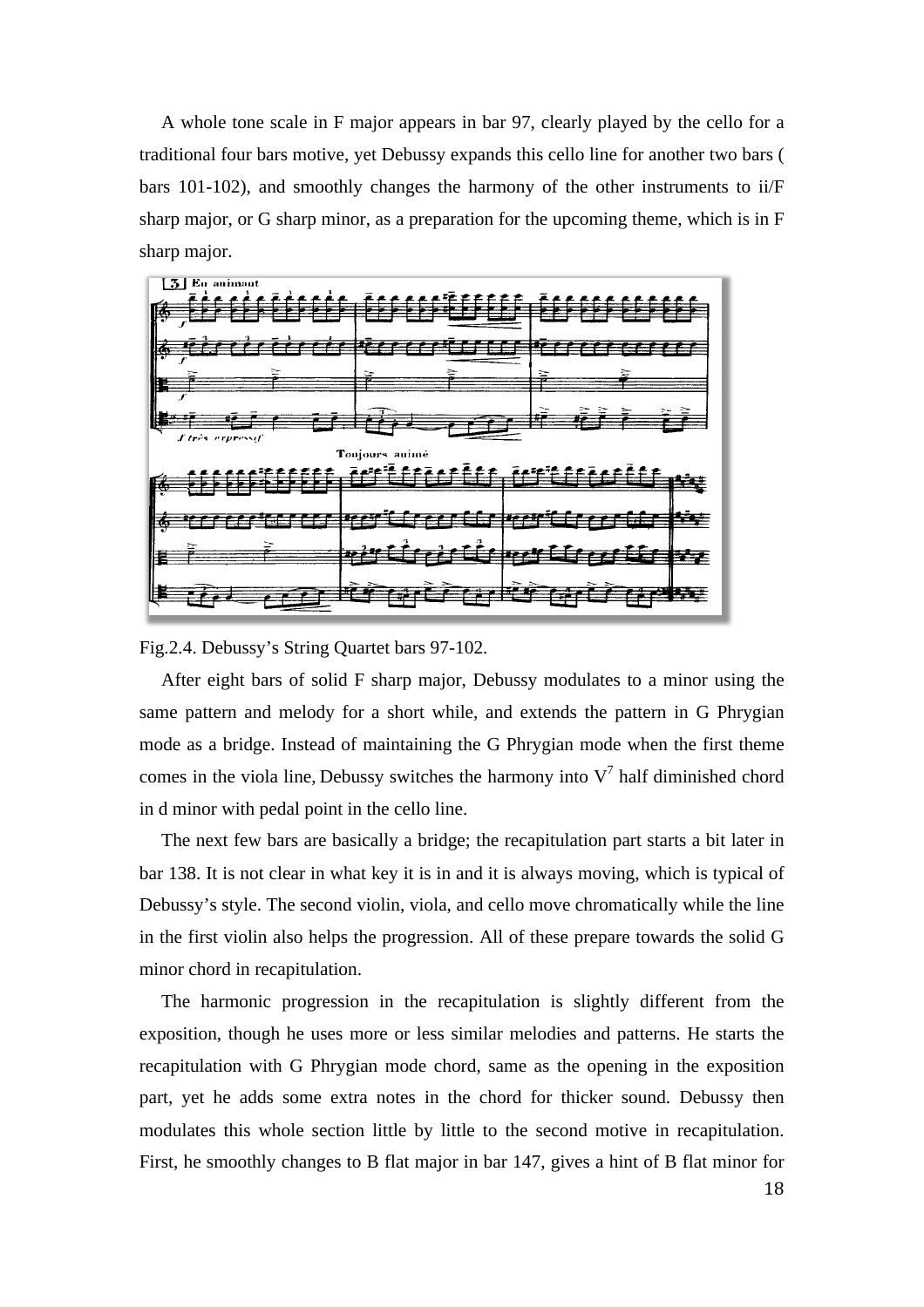A whole tone scale in F major appears in bar 97, clearly played by the cello for a traditional four bars motive, yet Debussy expands this cello line for another two bars ( bars 101-102), and smoothly changes the harmony of the other instruments to ii/F sharp major, or G sharp minor, as a preparation for the upcoming theme, which is in F sharp major.

Fig.2.4. Debussy's String Quartet bars 97-102.

After eight bars of solid F sharp major, Debussy modulates to a minor using the same pattern and melody for a short while, and extends the pattern in G Phrygian mode as a bridge. Instead of maintaining the G Phrygian mode when the first theme comes in the viola line, Debussy switches the harmony into $V^7$ half diminished chord in d minor with pedal point in the cello line.

The next few bars are basically a bridge; the recapitulation part starts a bit later in bar 138. It is not clear in what key it is in and it is always moving, which is typical of Debussy's style. The second violin, viola, and cello move chromatically while the line in the first violin also helps the progression. All of these prepare towards the solid G minor chord in recapitulation.

The harmonic progression in the recapitulation is slightly different from the exposition, though he uses more or less similar melodies and patterns. He starts the recapitulation with G Phrygian mode chord, same as the opening in the exposition part, yet he adds some extra notes in the chord for thicker sound. Debussy then modulates this whole section little by little to the second motive in recapitulation. First, he smoothly changes to B flat major in bar 147, gives a hint of B flat minor for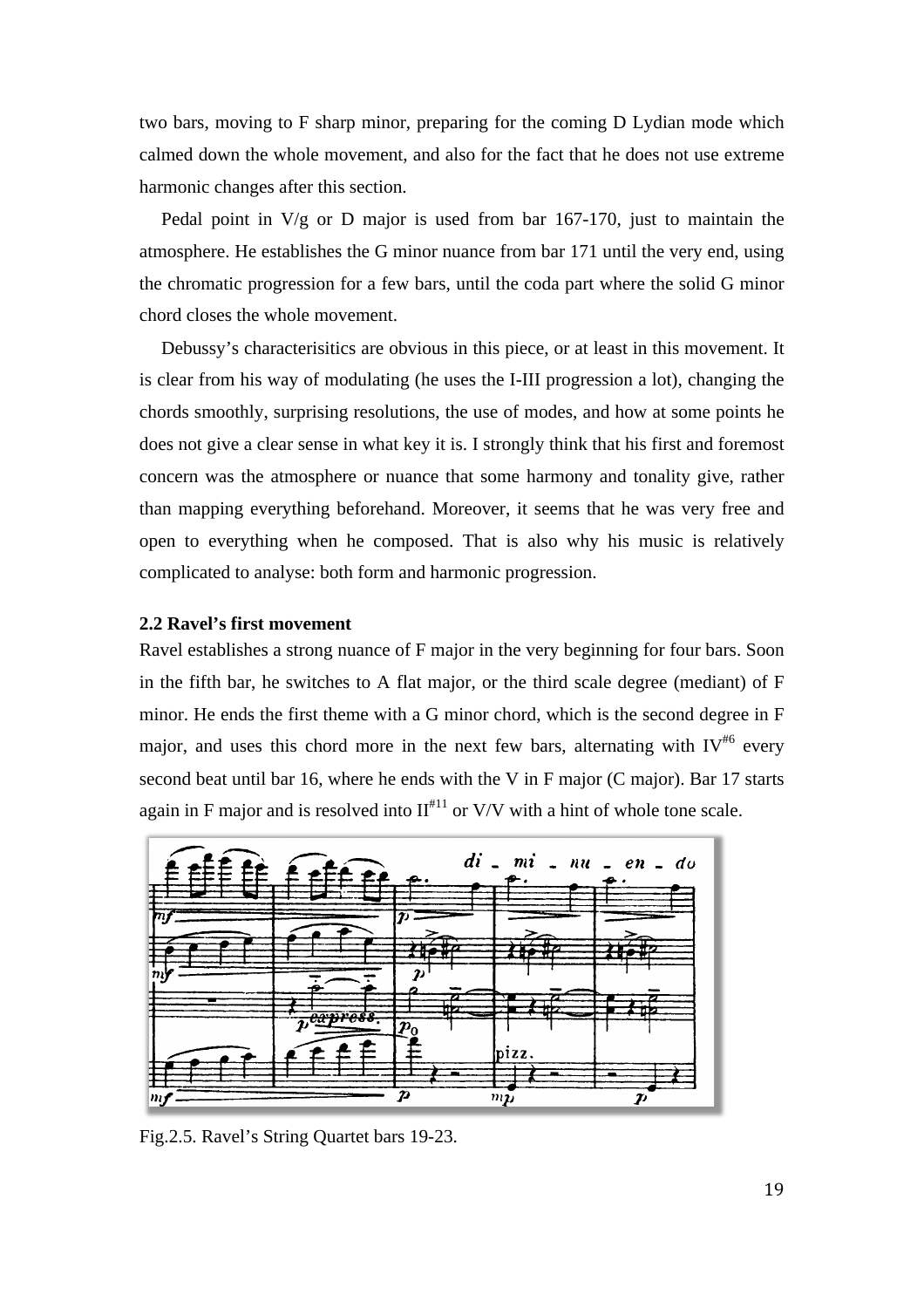two bars, moving to F sharp minor, preparing for the coming D Lydian mode which calmed down the whole movement, and also for the fact that he does not use extreme harmonic changes after this section.

Pedal point in V/g or D major is used from bar 167-170, just to maintain the atmosphere. He establishes the G minor nuance from bar 171 until the very end, using the chromatic progression for a few bars, until the coda part where the solid G minor chord closes the whole movement.

Debussy's characterisitics are obvious in this piece, or at least in this movement. It is clear from his way of modulating (he uses the I-III progression a lot), changing the chords smoothly, surprising resolutions, the use of modes, and how at some points he does not give a clear sense in what key it is. I strongly think that his first and foremost concern was the atmosphere or nuance that some harmony and tonality give, rather than mapping everything beforehand. Moreover, it seems that he was very free and open to everything when he composed. That is also why his music is relatively complicated to analyse: both form and harmonic progression.

### 2.2 Ravel's first movement

Ravel establishes a strong nuance of F major in the very beginning for four bars. Soon in the fifth bar, he switches to A flat major, or the third scale degree (mediant) of F minor. He ends the first theme with a G minor chord, which is the second degree in F major, and uses this chord more in the next few bars, alternating with $IV^{\#6}$ every second beat until bar 16, where he ends with the V in F major (C major). Bar 17 starts again in F major and is resolved into $II^{\#11}$ or V/V with a hint of whole tone scale.

Fig.2.5. Ravel's String Quartet bars 19-23.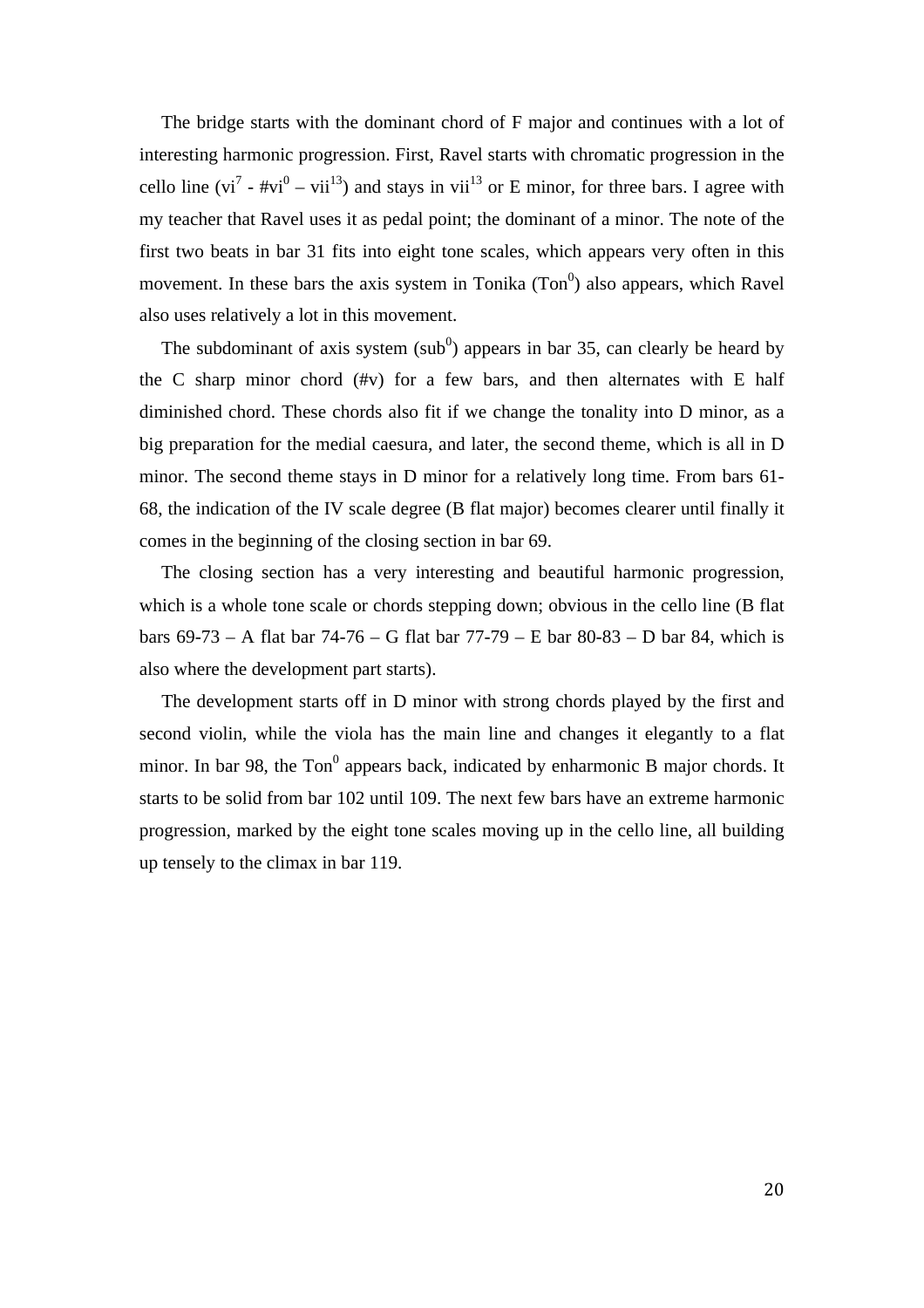The bridge starts with the dominant chord of F major and continues with a lot of interesting harmonic progression. First, Ravel starts with chromatic progression in the cello line ($vi^7$ - $\#vi^0$ – $vii^{13}$) and stays in $vii^{13}$ or E minor, for three bars. I agree with my teacher that Ravel uses it as pedal point; the dominant of a minor. The note of the first two beats in bar 31 fits into eight tone scales, which appears very often in this movement. In these bars the axis system in Tonika ($Ton^0$) also appears, which Ravel also uses relatively a lot in this movement.

The subdominant of axis system ($sub^0$) appears in bar 35, can clearly be heard by the C sharp minor chord (#v) for a few bars, and then alternates with E half diminished chord. These chords also fit if we change the tonality into D minor, as a big preparation for the medial caesura, and later, the second theme, which is all in D minor. The second theme stays in D minor for a relatively long time. From bars 61-68, the indication of the IV scale degree (B flat major) becomes clearer until finally it comes in the beginning of the closing section in bar 69.

The closing section has a very interesting and beautiful harmonic progression, which is a whole tone scale or chords stepping down; obvious in the cello line (B flat bars 69-73 – A flat bar 74-76 – G flat bar 77-79 – E bar 80-83 – D bar 84, which is also where the development part starts).

The development starts off in D minor with strong chords played by the first and second violin, while the viola has the main line and changes it elegantly to a flat minor. In bar 98, the $Ton^0$ appears back, indicated by enharmonic B major chords. It starts to be solid from bar 102 until 109. The next few bars have an extreme harmonic progression, marked by the eight tone scales moving up in the cello line, all building up tensely to the climax in bar 119.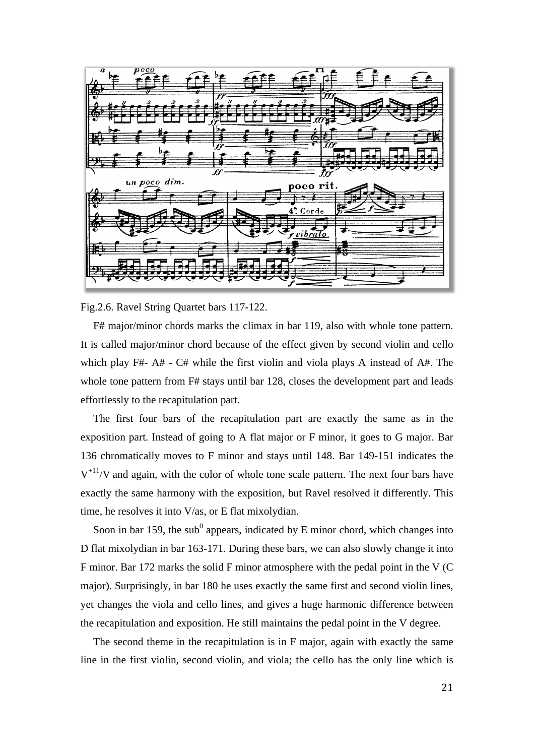Fig.2.6. Ravel String Quartet bars 117-122.

F# major/minor chords marks the climax in bar 119, also with whole tone pattern. It is called major/minor chord because of the effect given by second violin and cello which play F#- A# - C# while the first violin and viola plays A instead of A#. The whole tone pattern from F# stays until bar 128, closes the development part and leads effortlessly to the recapitulation part.

The first four bars of the recapitulation part are exactly the same as in the exposition part. Instead of going to A flat major or F minor, it goes to G major. Bar 136 chromatically moves to F minor and stays until 148. Bar 149-151 indicates the $V^{+11}$/V and again, with the color of whole tone scale pattern. The next four bars have exactly the same harmony with the exposition, but Ravel resolved it differently. This time, he resolves it into V/as, or E flat mixolydian.

Soon in bar 159, the $sub^{0}$ appears, indicated by E minor chord, which changes into D flat mixolydian in bar 163-171. During these bars, we can also slowly change it into F minor. Bar 172 marks the solid F minor atmosphere with the pedal point in the V (C major). Surprisingly, in bar 180 he uses exactly the same first and second violin lines, yet changes the viola and cello lines, and gives a huge harmonic difference between the recapitulation and exposition. He still maintains the pedal point in the V degree.

The second theme in the recapitulation is in F major, again with exactly the same line in the first violin, second violin, and viola; the cello has the only line which is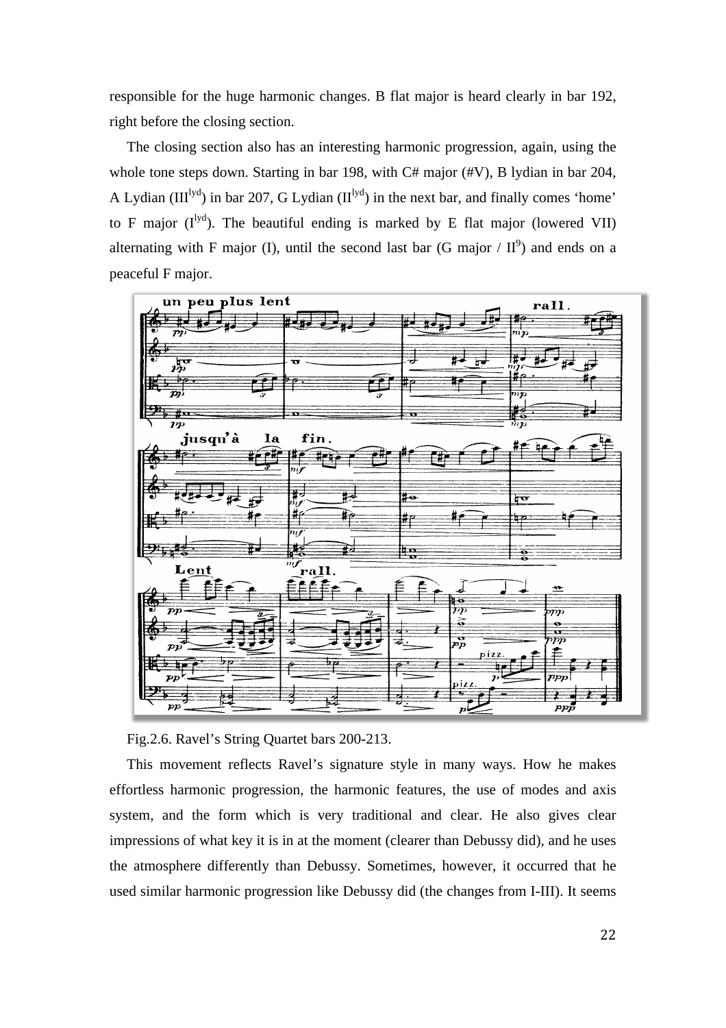responsible for the huge harmonic changes. B flat major is heard clearly in bar 192, right before the closing section.

The closing section also has an interesting harmonic progression, again, using the whole tone steps down. Starting in bar 198, with C# major (#V), B lydian in bar 204, A Lydian ($III^{lyd}$) in bar 207, G Lydian ($II^{lyd}$) in the next bar, and finally comes 'home' to F major ($I^{lyd}$). The beautiful ending is marked by E flat major (lowered VII) alternating with F major (I), until the second last bar (G major / $II^9$) and ends on a peaceful F major.

Fig.2.6. Ravel's String Quartet bars 200-213.

This movement reflects Ravel's signature style in many ways. How he makes effortless harmonic progression, the harmonic features, the use of modes and axis system, and the form which is very traditional and clear. He also gives clear impressions of what key it is in at the moment (clearer than Debussy did), and he uses the atmosphere differently than Debussy. Sometimes, however, it occurred that he used similar harmonic progression like Debussy did (the changes from I-III). It seems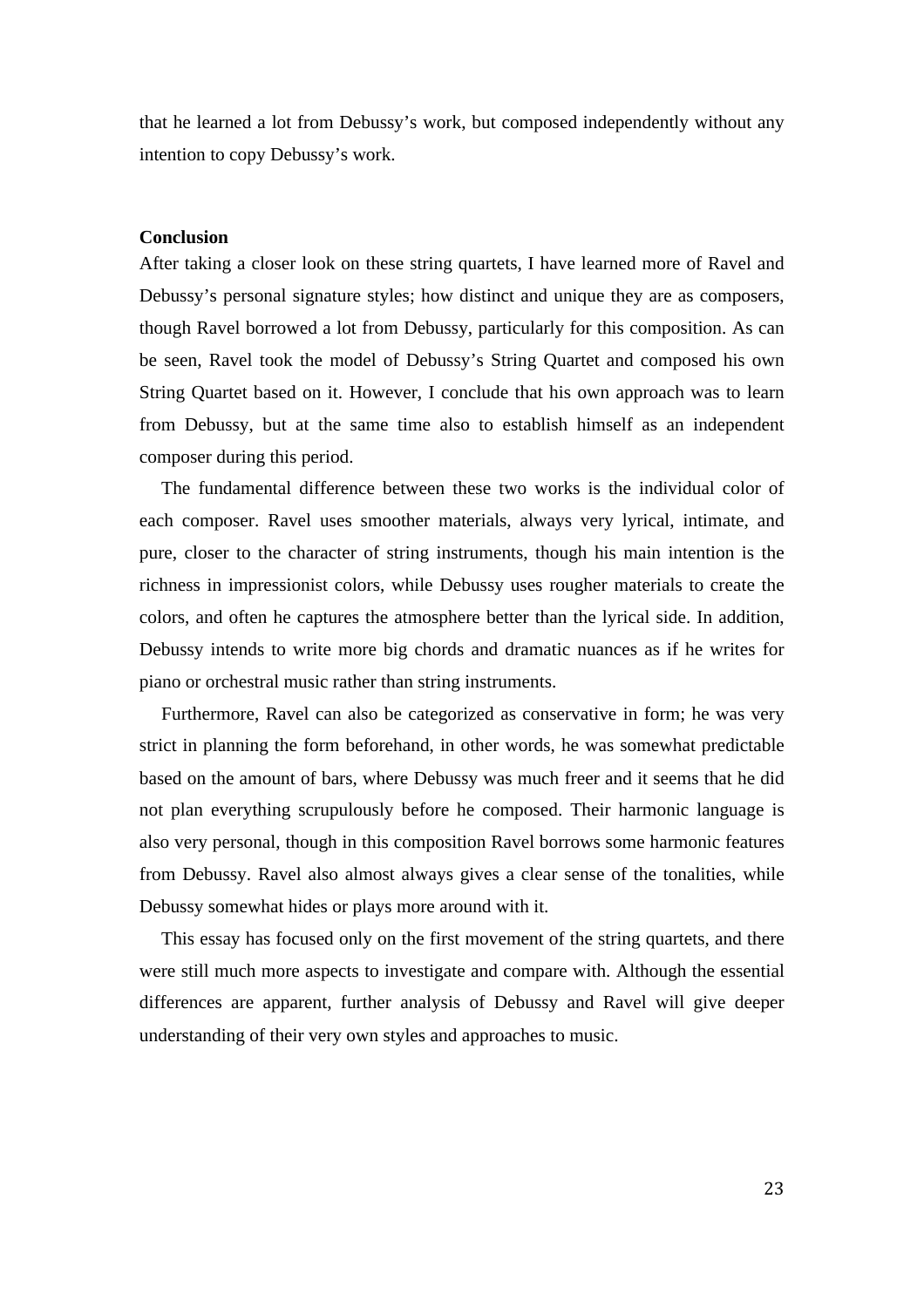that he learned a lot from Debussy's work, but composed independently without any intention to copy Debussy's work.

**Conclusion**

After taking a closer look on these string quartets, I have learned more of Ravel and Debussy's personal signature styles; how distinct and unique they are as composers, though Ravel borrowed a lot from Debussy, particularly for this composition. As can be seen, Ravel took the model of Debussy's String Quartet and composed his own String Quartet based on it. However, I conclude that his own approach was to learn from Debussy, but at the same time also to establish himself as an independent composer during this period.

The fundamental difference between these two works is the individual color of each composer. Ravel uses smoother materials, always very lyrical, intimate, and pure, closer to the character of string instruments, though his main intention is the richness in impressionist colors, while Debussy uses rougher materials to create the colors, and often he captures the atmosphere better than the lyrical side. In addition, Debussy intends to write more big chords and dramatic nuances as if he writes for piano or orchestral music rather than string instruments.

Furthermore, Ravel can also be categorized as conservative in form; he was very strict in planning the form beforehand, in other words, he was somewhat predictable based on the amount of bars, where Debussy was much freer and it seems that he did not plan everything scrupulously before he composed. Their harmonic language is also very personal, though in this composition Ravel borrows some harmonic features from Debussy. Ravel also almost always gives a clear sense of the tonalities, while Debussy somewhat hides or plays more around with it.

This essay has focused only on the first movement of the string quartets, and there were still much more aspects to investigate and compare with. Although the essential differences are apparent, further analysis of Debussy and Ravel will give deeper understanding of their very own styles and approaches to music.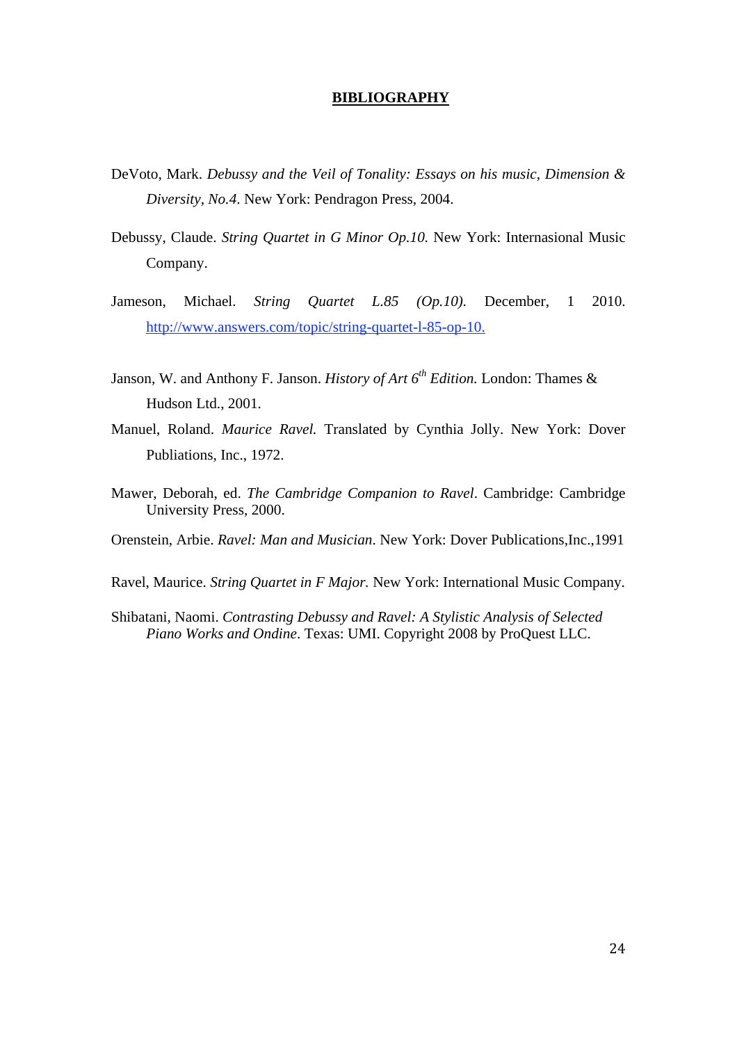# BIBLIOGRAPHY

DeVoto, Mark. *Debussy and the Veil of Tonality: Essays on his music, Dimension & Diversity, No.4*. New York: Pendragon Press, 2004.

Debussy, Claude. *String Quartet in G Minor Op.10.* New York: Internasional Music Company.

Jameson, Michael. *String Quartet L.85 (Op.10).* December, 1 2010. http://www.answers.com/topic/string-quartet-l-85-op-10.

Janson, W. and Anthony F. Janson. *History of Art 6th Edition.* London: Thames & Hudson Ltd., 2001.

Manuel, Roland. *Maurice Ravel.* Translated by Cynthia Jolly. New York: Dover Publiations, Inc., 1972.

Mawer, Deborah, ed. *The Cambridge Companion to Ravel*. Cambridge: Cambridge University Press, 2000.

Orenstein, Arbie. *Ravel: Man and Musician*. New York: Dover Publications,Inc.,1991

Ravel, Maurice. *String Quartet in F Major.* New York: International Music Company.

Shibatani, Naomi. *Contrasting Debussy and Ravel: A Stylistic Analysis of Selected Piano Works and Ondine*. Texas: UMI. Copyright 2008 by ProQuest LLC.